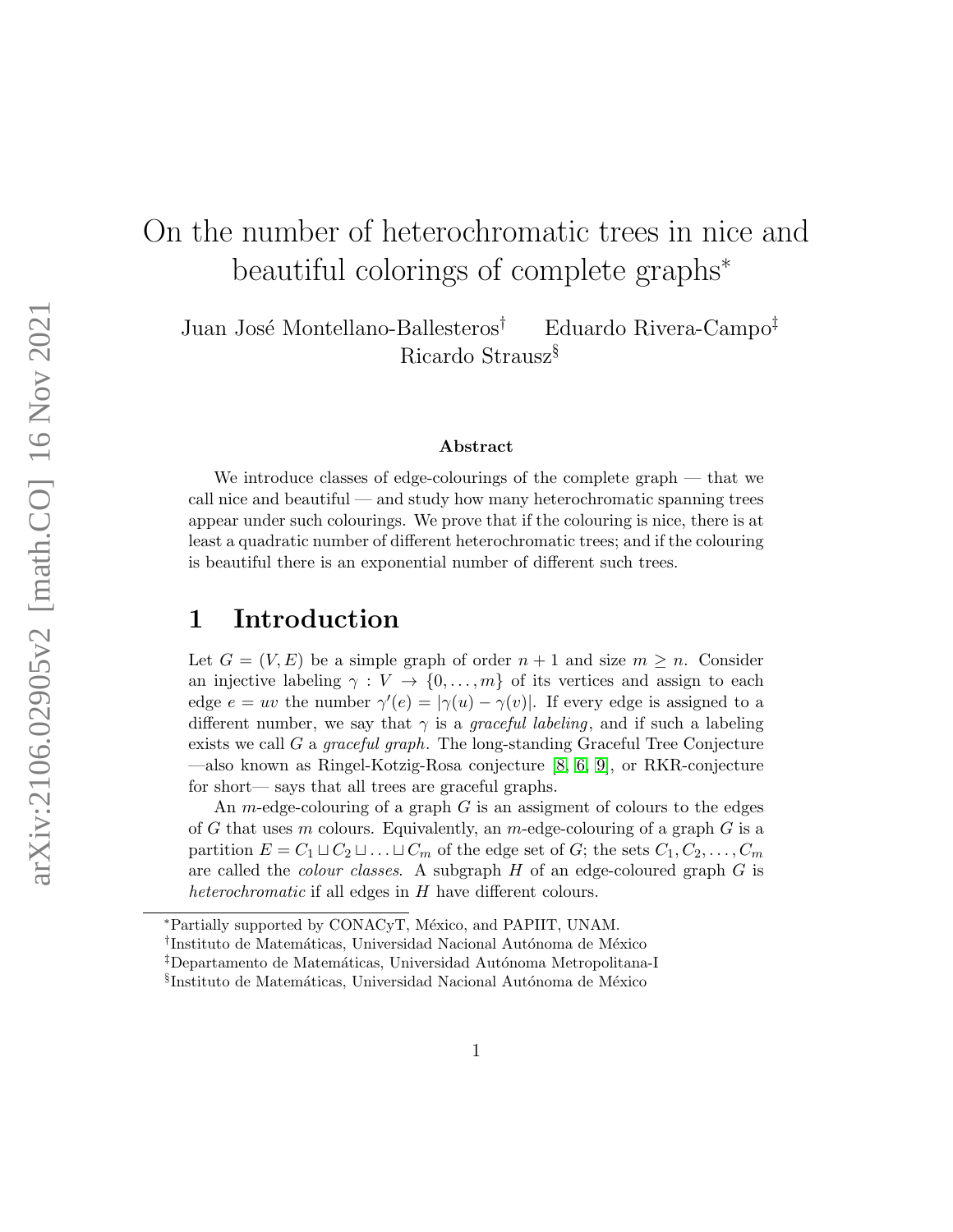# On the number of heterochromatic trees in nice and beautiful colorings of complete graphs*

Juan José Montellano-Ballesteros[†] Eduardo Rivera-Campo[‡] Ricardo Strausz[§]

### Abstract

We introduce classes of edge-colourings of the complete graph — that we call nice and beautiful — and study how many heterochromatic spanning trees appear under such colourings. We prove that if the colouring is nice, there is at least a quadratic number of different heterochromatic trees; and if the colouring is beautiful there is an exponential number of different such trees.

## 1 Introduction

Let $G = (V, E)$ be a simple graph of order $n + 1$ and size $m \geq n$. Consider an injective labeling $\gamma : V \to \{0, \ldots, m\}$ of its vertices and assign to each edge $e = uv$ the number $\gamma'(e) = |\gamma(u) - \gamma(v)|$. If every edge is assigned to a different number, we say that $\gamma$ is a *graceful labeling*, and if such a labeling exists we call $G$ a *graceful graph*. The long-standing Graceful Tree Conjecture —also known as Ringel-Kotzig-Rosa conjecture [8, 6, 9], or RKR-conjecture for short— says that all trees are graceful graphs.

An $m$-edge-colouring of a graph $G$ is an assigment of colours to the edges of $G$ that uses $m$ colours. Equivalently, an $m$-edge-colouring of a graph $G$ is a partition $E = C_1 \sqcup C_2 \sqcup \ldots \sqcup C_m$ of the edge set of $G$; the sets $C_1, C_2, \ldots, C_m$ are called the *colour classes*. A subgraph $H$ of an edge-coloured graph $G$ is *heterochromatic* if all edges in $H$ have different colours.

*Partially supported by CONACyT, México, and PAPIIT, UNAM.

†Instituto de Matemáticas, Universidad Nacional Autónoma de México

‡Departamento de Matemáticas, Universidad Autónoma Metropolitana-I

§Instituto de Matemáticas, Universidad Nacional Autónoma de México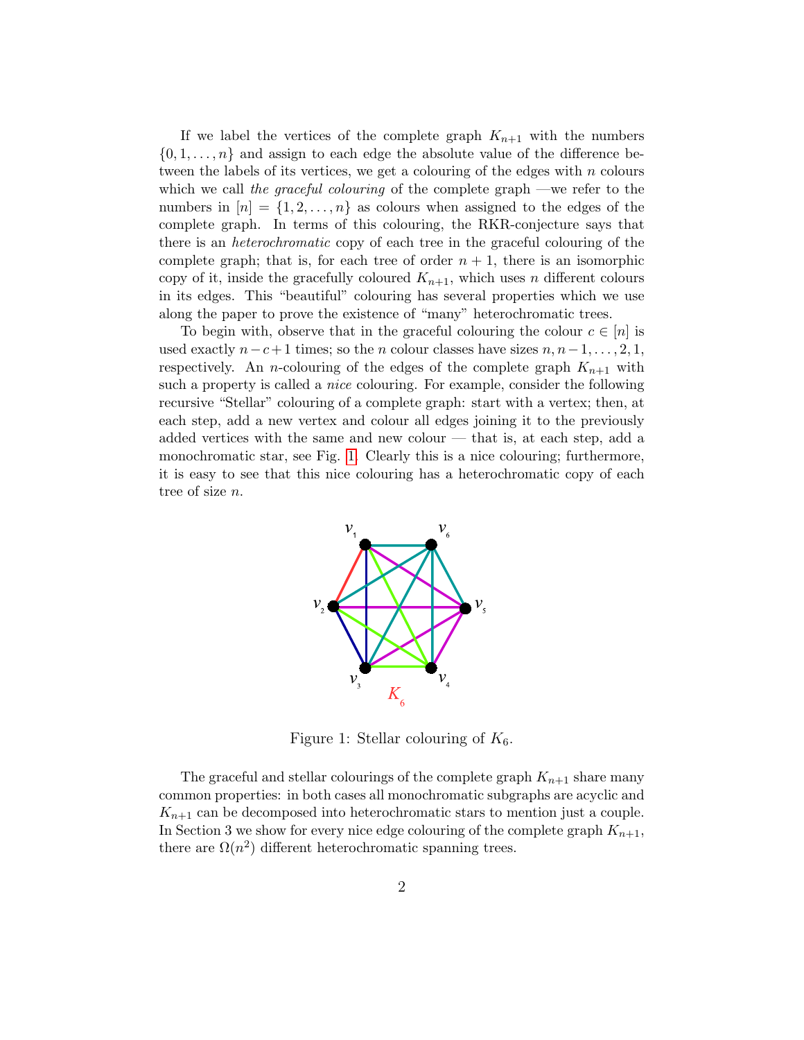If we label the vertices of the complete graph $K_{n+1}$ with the numbers $\{0, 1, \ldots, n\}$ and assign to each edge the absolute value of the difference between the labels of its vertices, we get a colouring of the edges with $n$ colours which we call *the graceful colouring* of the complete graph —we refer to the numbers in $[n] = \{1, 2, \ldots, n\}$ as colours when assigned to the edges of the complete graph. In terms of this colouring, the RKR-conjecture says that there is an *heterochromatic* copy of each tree in the graceful colouring of the complete graph; that is, for each tree of order $n + 1$, there is an isomorphic copy of it, inside the gracefully coloured $K_{n+1}$, which uses $n$ different colours in its edges. This "beautiful" colouring has several properties which we use along the paper to prove the existence of "many" heterochromatic trees.

To begin with, observe that in the graceful colouring the colour $c \in [n]$ is used exactly $n - c + 1$ times; so the $n$ colour classes have sizes $n, n-1, \ldots, 2, 1$, respectively. An $n$-colouring of the edges of the complete graph $K_{n+1}$ with such a property is called a *nice* colouring. For example, consider the following recursive "Stellar" colouring of a complete graph: start with a vertex; then, at each step, add a new vertex and colour all edges joining it to the previously added vertices with the same and new colour — that is, at each step, add a monochromatic star, see Fig. 1. Clearly this is a nice colouring; furthermore, it is easy to see that this nice colouring has a heterochromatic copy of each tree of size $n$.

$v_1$ $v_6$ $v_2$ $v_5$ $v_3$ $v_4$

$K_6$

Figure 1: Stellar colouring of $K_6$.

The graceful and stellar colourings of the complete graph $K_{n+1}$ share many common properties: in both cases all monochromatic subgraphs are acyclic and $K_{n+1}$ can be decomposed into heterochromatic stars to mention just a couple. In Section 3 we show for every nice edge colouring of the complete graph $K_{n+1}$, there are $\Omega(n^2)$ different heterochromatic spanning trees.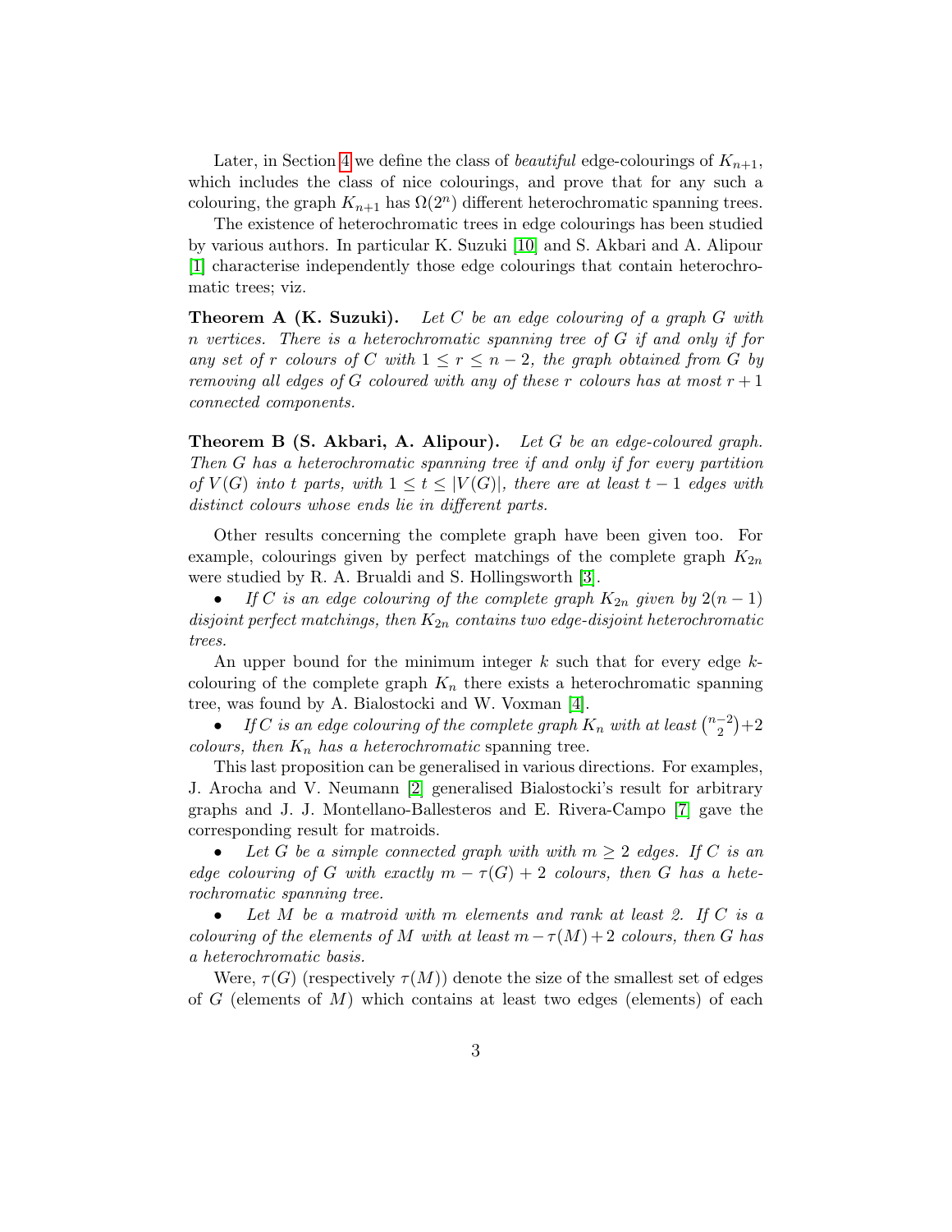Later, in Section 4 we define the class of *beautiful* edge-colourings of $K_{n+1}$, which includes the class of nice colourings, and prove that for any such a colouring, the graph $K_{n+1}$ has $\Omega(2^n)$ different heterochromatic spanning trees.

The existence of heterochromatic trees in edge colourings has been studied by various authors. In particular K. Suzuki [10] and S. Akbari and A. Alipour [1] characterise independently those edge colourings that contain heterochromatic trees; viz.

**Theorem A (K. Suzuki).** *Let $C$ be an edge colouring of a graph $G$ with $n$ vertices. There is a heterochromatic spanning tree of $G$ if and only if for any set of $r$ colours of $C$ with $1 \leq r \leq n-2$, the graph obtained from $G$ by removing all edges of $G$ coloured with any of these $r$ colours has at most $r+1$ connected components.*

**Theorem B (S. Akbari, A. Alipour).** *Let $G$ be an edge-coloured graph. Then $G$ has a heterochromatic spanning tree if and only if for every partition of $V(G)$ into $t$ parts, with $1 \leq t \leq |V(G)|$, there are at least $t-1$ edges with distinct colours whose ends lie in different parts.*

Other results concerning the complete graph have been given too. For example, colourings given by perfect matchings of the complete graph $K_{2n}$ were studied by R. A. Brualdi and S. Hollingsworth [3].

- *If $C$ is an edge colouring of the complete graph $K_{2n}$ given by $2(n-1)$ disjoint perfect matchings, then $K_{2n}$ contains two edge-disjoint heterochromatic trees.*

An upper bound for the minimum integer $k$ such that for every edge $k$-colouring of the complete graph $K_n$ there exists a heterochromatic spanning tree, was found by A. Bialostocki and W. Voxman [4].

- *If $C$ is an edge colouring of the complete graph $K_n$ with at least $\binom{n-2}{2}+2$ colours, then $K_n$ has a heterochromatic* spanning tree.

This last proposition can be generalised in various directions. For examples, J. Arocha and V. Neumann [2] generalised Bialostocki's result for arbitrary graphs and J. J. Montellano-Ballesteros and E. Rivera-Campo [7] gave the corresponding result for matroids.

- *Let $G$ be a simple connected graph with with $m \geq 2$ edges. If $C$ is an edge colouring of $G$ with exactly $m - \tau(G) + 2$ colours, then $G$ has a heterochromatic spanning tree.*
- *Let $M$ be a matroid with $m$ elements and rank at least 2. If $C$ is a colouring of the elements of $M$ with at least $m - \tau(M) + 2$ colours, then $G$ has a heterochromatic basis.*

Were, $\tau(G)$ (respectively $\tau(M)$) denote the size of the smallest set of edges of $G$ (elements of $M$) which contains at least two edges (elements) of each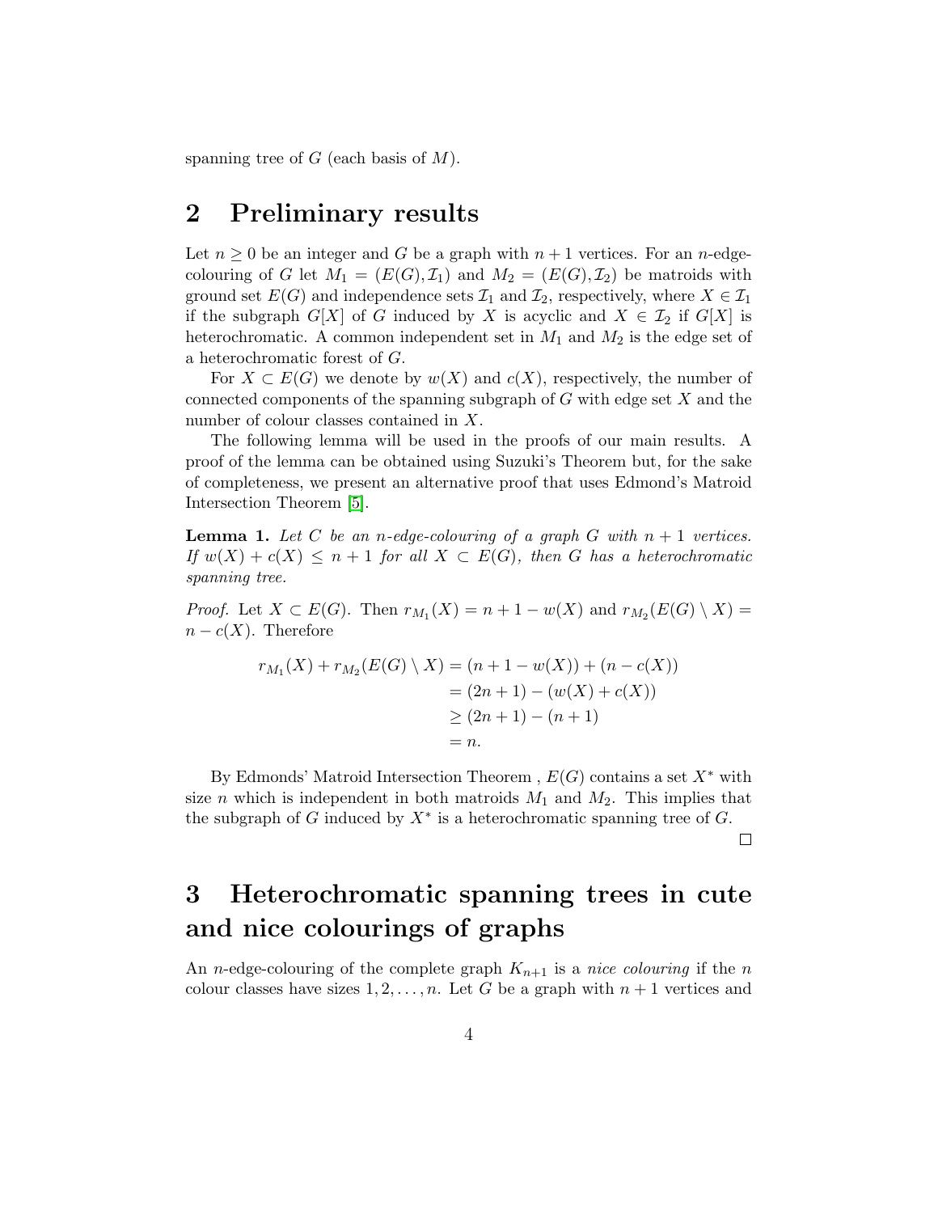spanning tree of $G$ (each basis of $M$).

## 2 Preliminary results

Let $n \geq 0$ be an integer and $G$ be a graph with $n+1$ vertices. For an $n$-edge-colouring of $G$ let $M_1 = (E(G), \mathcal{I}_1)$ and $M_2 = (E(G), \mathcal{I}_2)$ be matroids with ground set $E(G)$ and independence sets $\mathcal{I}_1$ and $\mathcal{I}_2$, respectively, where $X \in \mathcal{I}_1$ if the subgraph $G[X]$ of $G$ induced by $X$ is acyclic and $X \in \mathcal{I}_2$ if $G[X]$ is heterochromatic. A common independent set in $M_1$ and $M_2$ is the edge set of a heterochromatic forest of $G$.

For $X \subset E(G)$ we denote by $w(X)$ and $c(X)$, respectively, the number of connected components of the spanning subgraph of $G$ with edge set $X$ and the number of colour classes contained in $X$.

The following lemma will be used in the proofs of our main results. A proof of the lemma can be obtained using Suzuki's Theorem but, for the sake of completeness, we present an alternative proof that uses Edmond's Matroid Intersection Theorem [5].

**Lemma 1.** *Let $C$ be an $n$-edge-colouring of a graph $G$ with $n+1$ vertices. If $w(X) + c(X) \leq n+1$ for all $X \subset E(G)$, then $G$ has a heterochromatic spanning tree.*

*Proof.* Let $X \subset E(G)$. Then $r_{M_1}(X) = n + 1 - w(X)$ and $r_{M_2}(E(G) \setminus X) = n - c(X)$. Therefore

$$
\begin{aligned}
r_{M_1}(X) + r_{M_2}(E(G) \setminus X) &= (n + 1 - w(X)) + (n - c(X)) \\
&= (2n + 1) - (w(X) + c(X)) \\
&\geq (2n + 1) - (n + 1) \\
&= n.
\end{aligned}
$$

By Edmonds' Matroid Intersection Theorem , $E(G)$ contains a set $X^*$ with size $n$ which is independent in both matroids $M_1$ and $M_2$. This implies that the subgraph of $G$ induced by $X^*$ is a heterochromatic spanning tree of $G$.

□

## 3 Heterochromatic spanning trees in cute and nice colourings of graphs

An $n$-edge-colouring of the complete graph $K_{n+1}$ is a *nice colouring* if the $n$ colour classes have sizes $1, 2, \ldots, n$. Let $G$ be a graph with $n+1$ vertices and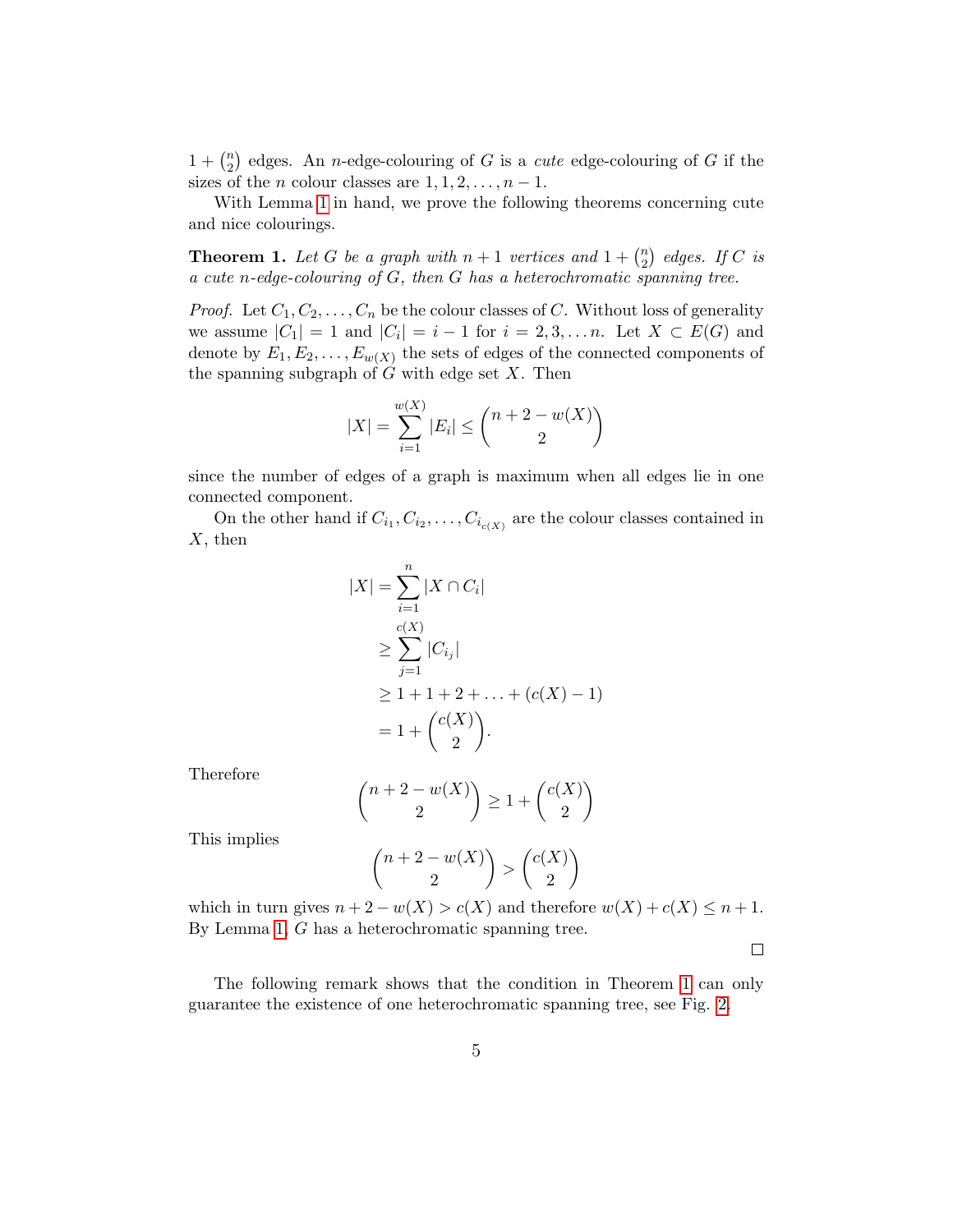$1 + \binom{n}{2}$ edges. An $n$-edge-colouring of $G$ is a *cute* edge-colouring of $G$ if the sizes of the $n$ colour classes are $1, 1, 2, \ldots, n-1$.

With Lemma 1 in hand, we prove the following theorems concerning cute and nice colourings.

**Theorem 1.** *Let $G$ be a graph with $n+1$ vertices and $1 + \binom{n}{2}$ edges. If $C$ is a cute $n$-edge-colouring of $G$, then $G$ has a heterochromatic spanning tree.*

*Proof.* Let $C_1, C_2, \ldots, C_n$ be the colour classes of $C$. Without loss of generality we assume $|C_1| = 1$ and $|C_i| = i - 1$ for $i = 2, 3, \ldots n$. Let $X \subset E(G)$ and denote by $E_1, E_2, \ldots, E_{w(X)}$ the sets of edges of the connected components of the spanning subgraph of $G$ with edge set $X$. Then

$$|X| = \sum_{i=1}^{w(X)} |E_i| \leq \binom{n+2-w(X)}{2}$$

since the number of edges of a graph is maximum when all edges lie in one connected component.

On the other hand if $C_{i_1}, C_{i_2}, \ldots, C_{i_{c(X)}}$ are the colour classes contained in $X$, then

$$\begin{aligned}
|X| &= \sum_{i=1}^{n} |X \cap C_i| \\
&\geq \sum_{j=1}^{c(X)} |C_{i_j}| \\
&\geq 1 + 1 + 2 + \ldots + (c(X) - 1) \\
&= 1 + \binom{c(X)}{2}.
\end{aligned}$$

Therefore

$$\binom{n+2-w(X)}{2} \geq 1 + \binom{c(X)}{2}$$

This implies

$$\binom{n+2-w(X)}{2} > \binom{c(X)}{2}$$

which in turn gives $n + 2 - w(X) > c(X)$ and therefore $w(X) + c(X) \leq n + 1$. By Lemma 1, $G$ has a heterochromatic spanning tree.

□

The following remark shows that the condition in Theorem 1 can only guarantee the existence of one heterochromatic spanning tree, see Fig. 2.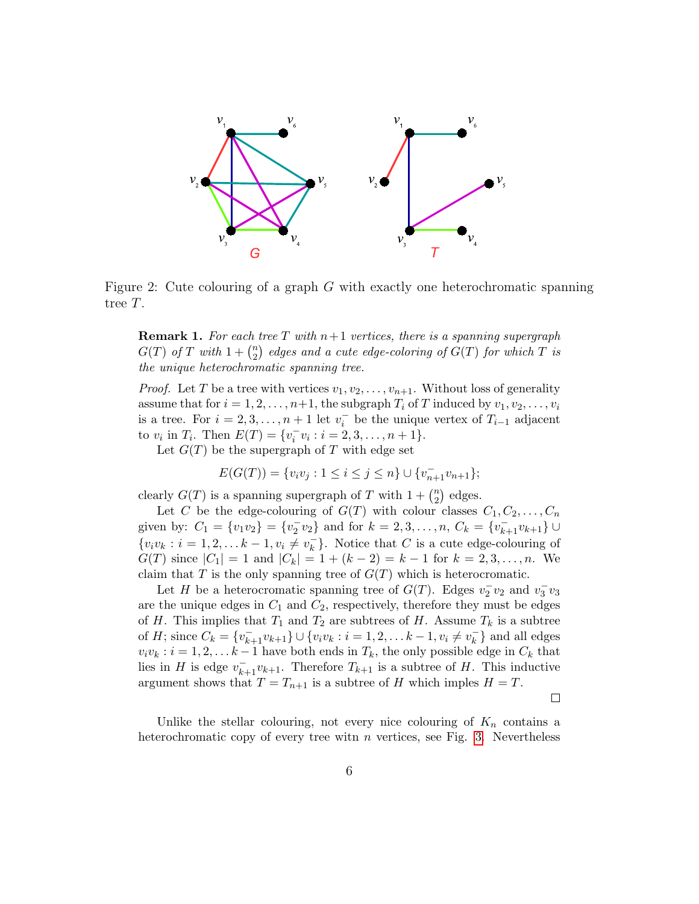$v_1$ $v_6$ $v_2$ $v_5$ $v_3$ $v_4$ G

$v_1$ $v_6$ $v_2$ $v_5$ $v_3$ $v_4$ T

Figure 2: Cute colouring of a graph $G$ with exactly one heterochromatic spanning tree $T$.

**Remark 1.** *For each tree $T$ with $n+1$ vertices, there is a spanning supergraph $G(T)$ of $T$ with $1+\binom{n}{2}$ edges and a cute edge-coloring of $G(T)$ for which $T$ is the unique heterochromatic spanning tree.*

*Proof.* Let $T$ be a tree with vertices $v_1, v_2, \ldots, v_{n+1}$. Without loss of generality assume that for $i = 1, 2, \ldots, n+1$, the subgraph $T_i$ of $T$ induced by $v_1, v_2, \ldots, v_i$ is a tree. For $i = 2, 3, \ldots, n+1$ let $v_i^-$ be the unique vertex of $T_{i-1}$ adjacent to $v_i$ in $T_i$. Then $E(T) = \{v_i^- v_i : i = 2, 3, \ldots, n+1\}$.

Let $G(T)$ be the supergraph of $T$ with edge set

$$E(G(T)) = \{v_i v_j : 1 \leq i \leq j \leq n\} \cup \{v_{n+1}^- v_{n+1}\};$$

clearly $G(T)$ is a spanning supergraph of $T$ with $1+\binom{n}{2}$ edges.

Let $C$ be the edge-colouring of $G(T)$ with colour classes $C_1, C_2, \ldots, C_n$ given by: $C_1 = \{v_1 v_2\} = \{v_2^- v_2\}$ and for $k = 2, 3, \ldots, n$, $C_k = \{v_{k+1}^- v_{k+1}\} \cup \{v_i v_k : i = 1, 2, \ldots k-1, v_i \neq v_k^-\}$. Notice that $C$ is a cute edge-colouring of $G(T)$ since $|C_1| = 1$ and $|C_k| = 1 + (k-2) = k-1$ for $k = 2, 3, \ldots, n$. We claim that $T$ is the only spanning tree of $G(T)$ which is heterocromatic.

Let $H$ be a heterocromatic spanning tree of $G(T)$. Edges $v_2^- v_2$ and $v_3^- v_3$ are the unique edges in $C_1$ and $C_2$, respectively, therefore they must be edges of $H$. This implies that $T_1$ and $T_2$ are subtrees of $H$. Assume $T_k$ is a subtree of $H$; since $C_k = \{v_{k+1}^- v_{k+1}\} \cup \{v_i v_k : i = 1, 2, \ldots k-1, v_i \neq v_k^-\}$ and all edges $v_i v_k : i = 1, 2, \ldots k-1$ have both ends in $T_k$, the only possible edge in $C_k$ that lies in $H$ is edge $v_{k+1}^- v_{k+1}$. Therefore $T_{k+1}$ is a subtree of $H$. This inductive argument shows that $T = T_{n+1}$ is a subtree of $H$ which imples $H = T$. □

Unlike the stellar colouring, not every nice colouring of $K_n$ contains a heterochromatic copy of every tree witn $n$ vertices, see Fig. 3. Nevertheless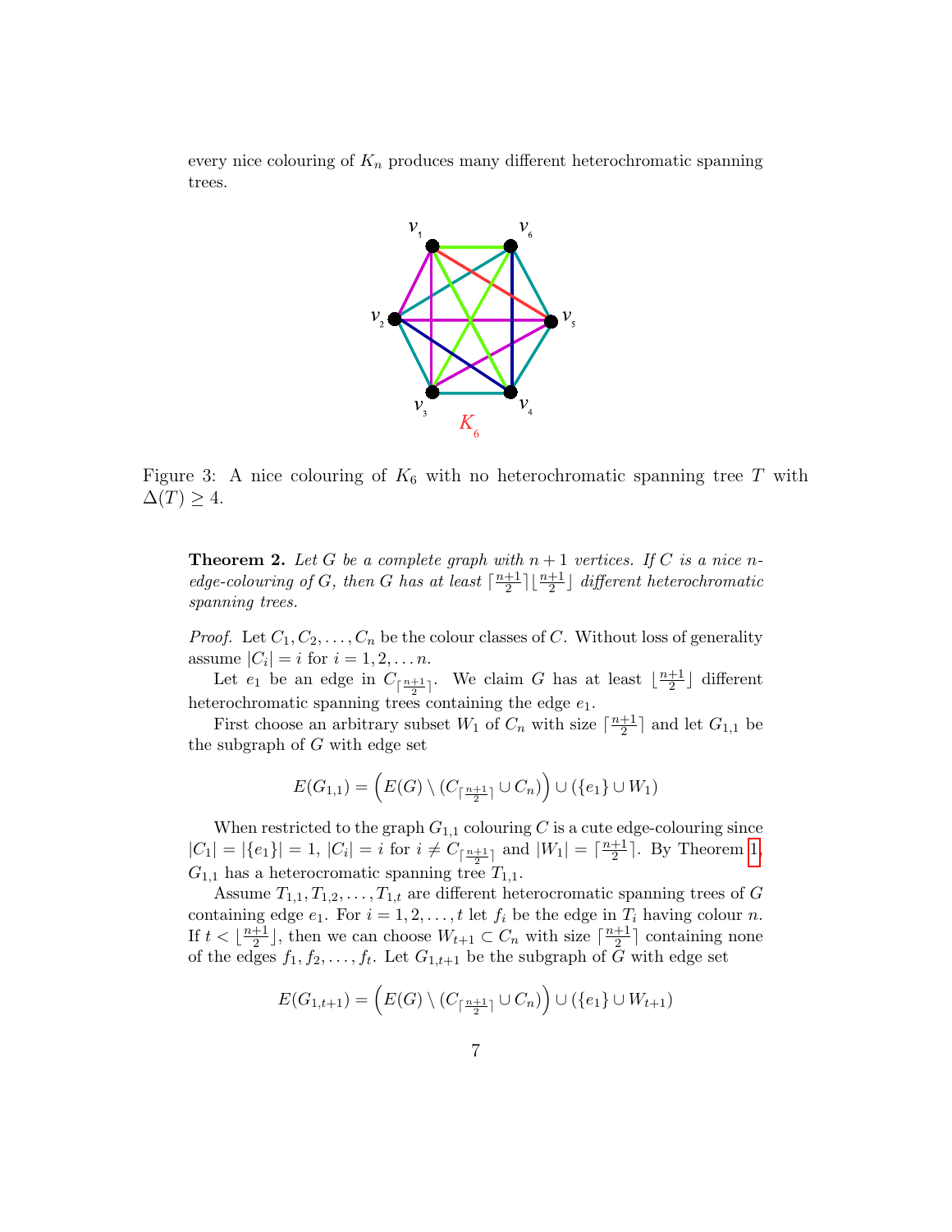every nice colouring of $K_n$ produces many different heterochromatic spanning trees.

Figure 3: A nice colouring of $K_6$ with no heterochromatic spanning tree $T$ with $\Delta(T) \geq 4$.

**Theorem 2.** *Let $G$ be a complete graph with $n+1$ vertices. If $C$ is a nice $n$-edge-colouring of $G$, then $G$ has at least $\lceil \frac{n+1}{2} \rceil \lfloor \frac{n+1}{2} \rfloor$ different heterochromatic spanning trees.*

*Proof.* Let $C_1, C_2, \ldots, C_n$ be the colour classes of $C$. Without loss of generality assume $|C_i| = i$ for $i = 1, 2, \ldots n$.

Let $e_1$ be an edge in $C_{\lceil \frac{n+1}{2} \rceil}$. We claim $G$ has at least $\lfloor \frac{n+1}{2} \rfloor$ different heterochromatic spanning trees containing the edge $e_1$.

First choose an arbitrary subset $W_1$ of $C_n$ with size $\lceil \frac{n+1}{2} \rceil$ and let $G_{1,1}$ be the subgraph of $G$ with edge set

$$E(G_{1,1}) = \Big( E(G) \setminus (C_{\lceil \frac{n+1}{2} \rceil} \cup C_n) \Big) \cup (\{e_1\} \cup W_1)$$

When restricted to the graph $G_{1,1}$ colouring $C$ is a cute edge-colouring since $|C_1| = |\{e_1\}| = 1$, $|C_i| = i$ for $i \neq C_{\lceil \frac{n+1}{2} \rceil}$ and $|W_1| = \lceil \frac{n+1}{2} \rceil$. By Theorem 1, $G_{1,1}$ has a heterocromatic spanning tree $T_{1,1}$.

Assume $T_{1,1}, T_{1,2}, \ldots, T_{1,t}$ are different heterocromatic spanning trees of $G$ containing edge $e_1$. For $i = 1, 2, \ldots, t$ let $f_i$ be the edge in $T_i$ having colour $n$. If $t < \lfloor \frac{n+1}{2} \rfloor$, then we can choose $W_{t+1} \subset C_n$ with size $\lceil \frac{n+1}{2} \rceil$ containing none of the edges $f_1, f_2, \ldots, f_t$. Let $G_{1,t+1}$ be the subgraph of $G$ with edge set

$$E(G_{1,t+1}) = \Big( E(G) \setminus (C_{\lceil \frac{n+1}{2} \rceil} \cup C_n) \Big) \cup (\{e_1\} \cup W_{t+1})$$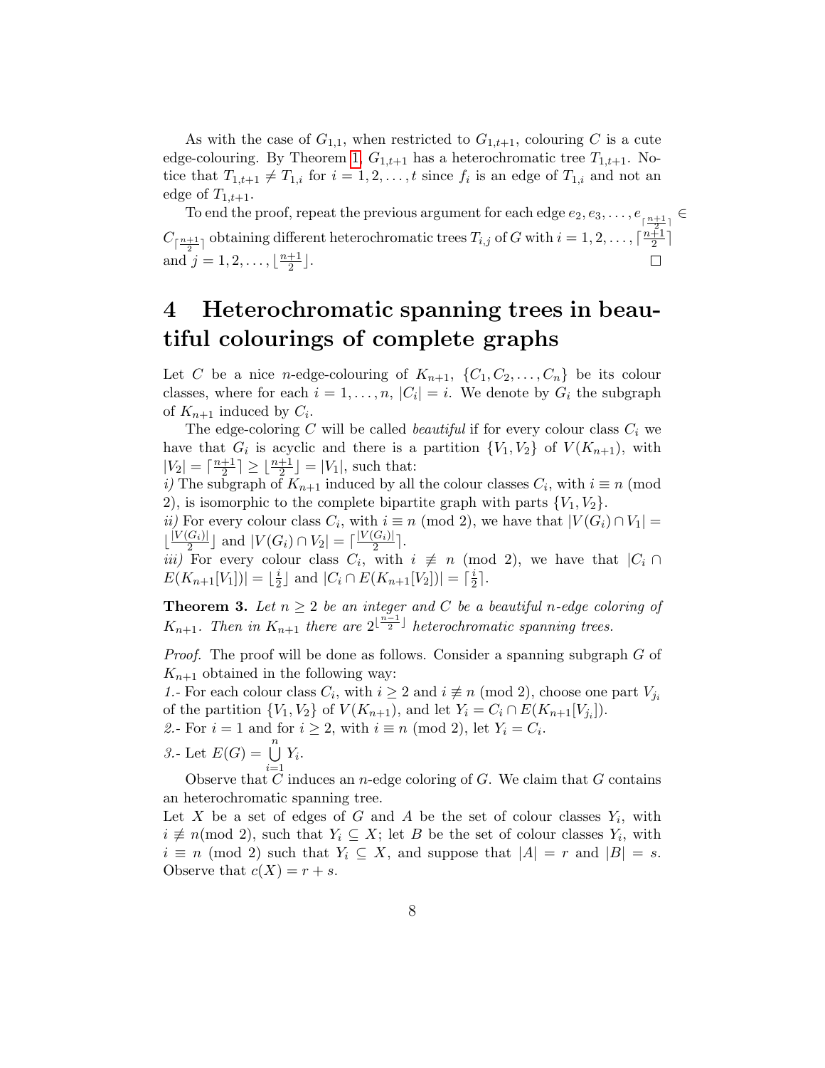As with the case of $G_{1,1}$, when restricted to $G_{1,t+1}$, colouring $C$ is a cute edge-colouring. By Theorem 1, $G_{1,t+1}$ has a heterochromatic tree $T_{1,t+1}$. Notice that $T_{1,t+1} \neq T_{1,i}$ for $i = 1, 2, \ldots, t$ since $f_i$ is an edge of $T_{1,i}$ and not an edge of $T_{1,t+1}$.

To end the proof, repeat the previous argument for each edge $e_2, e_3, \ldots, e_{\lceil \frac{n+1}{2} \rceil} \in C_{\lceil \frac{n+1}{2} \rceil}$ obtaining different heterochromatic trees $T_{i,j}$ of $G$ with $i = 1, 2, \ldots, \lceil \frac{n+1}{2} \rceil$ and $j = 1, 2, \ldots, \lfloor \frac{n+1}{2} \rfloor$. □

# 4 Heterochromatic spanning trees in beautiful colourings of complete graphs

Let $C$ be a nice $n$-edge-colouring of $K_{n+1}$, $\{C_1, C_2, \ldots, C_n\}$ be its colour classes, where for each $i = 1, \ldots, n$, $|C_i| = i$. We denote by $G_i$ the subgraph of $K_{n+1}$ induced by $C_i$.

The edge-coloring $C$ will be called *beautiful* if for every colour class $C_i$ we have that $G_i$ is acyclic and there is a partition $\{V_1, V_2\}$ of $V(K_{n+1})$, with $|V_2| = \lceil \frac{n+1}{2} \rceil \geq \lfloor \frac{n+1}{2} \rfloor = |V_1|$, such that:
*i)* The subgraph of $K_{n+1}$ induced by all the colour classes $C_i$, with $i \equiv n \pmod 2$, is isomorphic to the complete bipartite graph with parts $\{V_1, V_2\}$.
*ii)* For every colour class $C_i$, with $i \equiv n \pmod 2$, we have that $|V(G_i) \cap V_1| = \lfloor \frac{|V(G_i)|}{2} \rfloor$ and $|V(G_i) \cap V_2| = \lceil \frac{|V(G_i)|}{2} \rceil$.
*iii)* For every colour class $C_i$, with $i \not\equiv n \pmod 2$, we have that $|C_i \cap E(K_{n+1}[V_1])| = \lfloor \frac{i}{2} \rfloor$ and $|C_i \cap E(K_{n+1}[V_2])| = \lceil \frac{i}{2} \rceil$.

**Theorem 3.** *Let $n \geq 2$ be an integer and $C$ be a beautiful $n$-edge coloring of $K_{n+1}$. Then in $K_{n+1}$ there are $2^{\lfloor \frac{n-1}{2} \rfloor}$ heterochromatic spanning trees.*

*Proof.* The proof will be done as follows. Consider a spanning subgraph $G$ of $K_{n+1}$ obtained in the following way:
*1.-* For each colour class $C_i$, with $i \geq 2$ and $i \not\equiv n \pmod 2$, choose one part $V_{j_i}$ of the partition $\{V_1, V_2\}$ of $V(K_{n+1})$, and let $Y_i = C_i \cap E(K_{n+1}[V_{j_i}])$.
*2.-* For $i = 1$ and for $i \geq 2$, with $i \equiv n \pmod 2$, let $Y_i = C_i$.
*3.-* Let $E(G) = \bigcup_{i=1}^{n} Y_i$.

Observe that $C$ induces an $n$-edge coloring of $G$. We claim that $G$ contains an heterochromatic spanning tree.
Let $X$ be a set of edges of $G$ and $A$ be the set of colour classes $Y_i$, with $i \not\equiv n \pmod 2$, such that $Y_i \subseteq X$; let $B$ be the set of colour classes $Y_i$, with $i \equiv n \pmod 2$ such that $Y_i \subseteq X$, and suppose that $|A| = r$ and $|B| = s$. Observe that $c(X) = r + s$.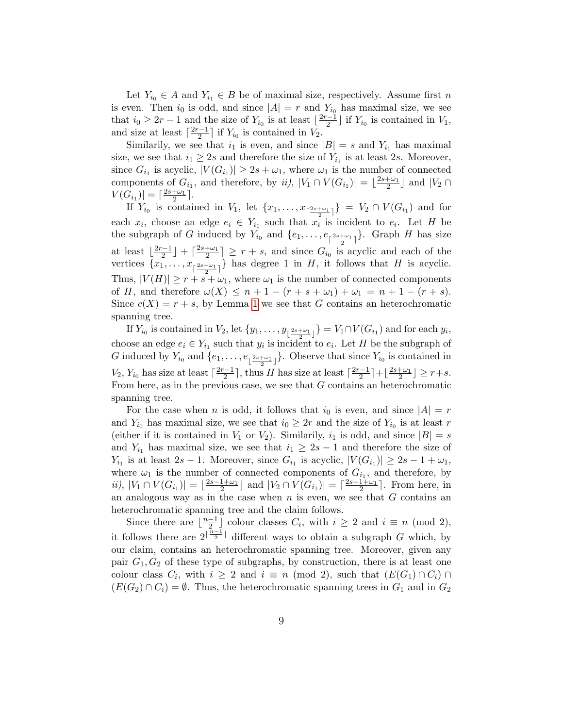Let $Y_{i_0} \in A$ and $Y_{i_1} \in B$ be of maximal size, respectively. Assume first $n$ is even. Then $i_0$ is odd, and since $|A| = r$ and $Y_{i_0}$ has maximal size, we see that $i_0 \geq 2r-1$ and the size of $Y_{i_0}$ is at least $\lfloor \frac{2r-1}{2} \rfloor$ if $Y_{i_0}$ is contained in $V_1$, and size at least $\lceil \frac{2r-1}{2} \rceil$ if $Y_{i_0}$ is contained in $V_2$.

Similarily, we see that $i_1$ is even, and since $|B| = s$ and $Y_{i_1}$ has maximal size, we see that $i_1 \geq 2s$ and therefore the size of $Y_{i_1}$ is at least $2s$. Moreover, since $G_{i_1}$ is acyclic, $|V(G_{i_1})| \geq 2s + \omega_1$, where $\omega_1$ is the number of connected components of $G_{i_1}$, and therefore, by *ii)*, $|V_1 \cap V(G_{i_1})| = \lfloor \frac{2s+\omega_1}{2} \rfloor$ and $|V_2 \cap V(G_{i_1})| = \lceil \frac{2s+\omega_1}{2} \rceil$.

If $Y_{i_0}$ is contained in $V_1$, let $\{x_1, \ldots, x_{\lceil \frac{2s+\omega_1}{2} \rceil}\} = V_2 \cap V(G_{i_1})$ and for each $x_i$, choose an edge $e_i \in Y_{i_1}$ such that $x_i$ is incident to $e_i$. Let $H$ be the subgraph of $G$ induced by $Y_{i_0}$ and $\{e_1, \ldots, e_{\lceil \frac{2s+\omega_1}{2} \rceil}\}$. Graph $H$ has size at least $\lfloor \frac{2r-1}{2} \rfloor + \lceil \frac{2s+\omega_1}{2} \rceil \geq r+s$, and since $G_{i_0}$ is acyclic and each of the vertices $\{x_1, \ldots, x_{\lceil \frac{2s+\omega_1}{2} \rceil}\}$ has degree 1 in $H$, it follows that $H$ is acyclic. Thus, $|V(H)| \geq r + s + \omega_1$, where $\omega_1$ is the number of connected components of $H$, and therefore $\omega(X) \leq n + 1 - (r + s + \omega_1) + \omega_1 = n + 1 - (r + s)$. Since $c(X) = r + s$, by Lemma 1 we see that $G$ contains an heterochromatic spanning tree.

If $Y_{i_0}$ is contained in $V_2$, let $\{y_1, \ldots, y_{\lfloor \frac{2s+\omega_1}{2} \rfloor}\} = V_1 \cap V(G_{i_1})$ and for each $y_i$, choose an edge $e_i \in Y_{i_1}$ such that $y_i$ is incident to $e_i$. Let $H$ be the subgraph of $G$ induced by $Y_{i_0}$ and $\{e_1, \ldots, e_{\lfloor \frac{2s+\omega_1}{2} \rfloor}\}$. Observe that since $Y_{i_0}$ is contained in $V_2$, $Y_{i_0}$ has size at least $\lceil \frac{2r-1}{2} \rceil$, thus $H$ has size at least $\lceil \frac{2r-1}{2} \rceil + \lfloor \frac{2s+\omega_1}{2} \rfloor \geq r+s$. From here, as in the previous case, we see that $G$ contains an heterochromatic spanning tree.

For the case when $n$ is odd, it follows that $i_0$ is even, and since $|A| = r$ and $Y_{i_0}$ has maximal size, we see that $i_0 \geq 2r$ and the size of $Y_{i_0}$ is at least $r$ (either if it is contained in $V_1$ or $V_2$). Similarly, $i_1$ is odd, and since $|B| = s$ and $Y_{i_1}$ has maximal size, we see that $i_1 \geq 2s - 1$ and therefore the size of $Y_{i_1}$ is at least $2s - 1$. Moreover, since $G_{i_1}$ is acyclic, $|V(G_{i_1})| \geq 2s - 1 + \omega_1$, where $\omega_1$ is the number of connected components of $G_{i_1}$, and therefore, by *ii)*, $|V_1 \cap V(G_{i_1})| = \lfloor \frac{2s-1+\omega_1}{2} \rfloor$ and $|V_2 \cap V(G_{i_1})| = \lceil \frac{2s-1+\omega_1}{2} \rceil$. From here, in an analogous way as in the case when $n$ is even, we see that $G$ contains an heterochromatic spanning tree and the claim follows.

Since there are $\lfloor \frac{n-1}{2} \rfloor$ colour classes $C_i$, with $i \geq 2$ and $i \equiv n \pmod 2$, it follows there are $2^{\lfloor \frac{n-1}{2} \rfloor}$ different ways to obtain a subgraph $G$ which, by our claim, contains an heterochromatic spanning tree. Moreover, given any pair $G_1, G_2$ of these type of subgraphs, by construction, there is at least one colour class $C_i$, with $i \geq 2$ and $i \equiv n \pmod 2$, such that $(E(G_1) \cap C_i) \cap (E(G_2) \cap C_i) = \emptyset$. Thus, the heterochromatic spanning trees in $G_1$ and in $G_2$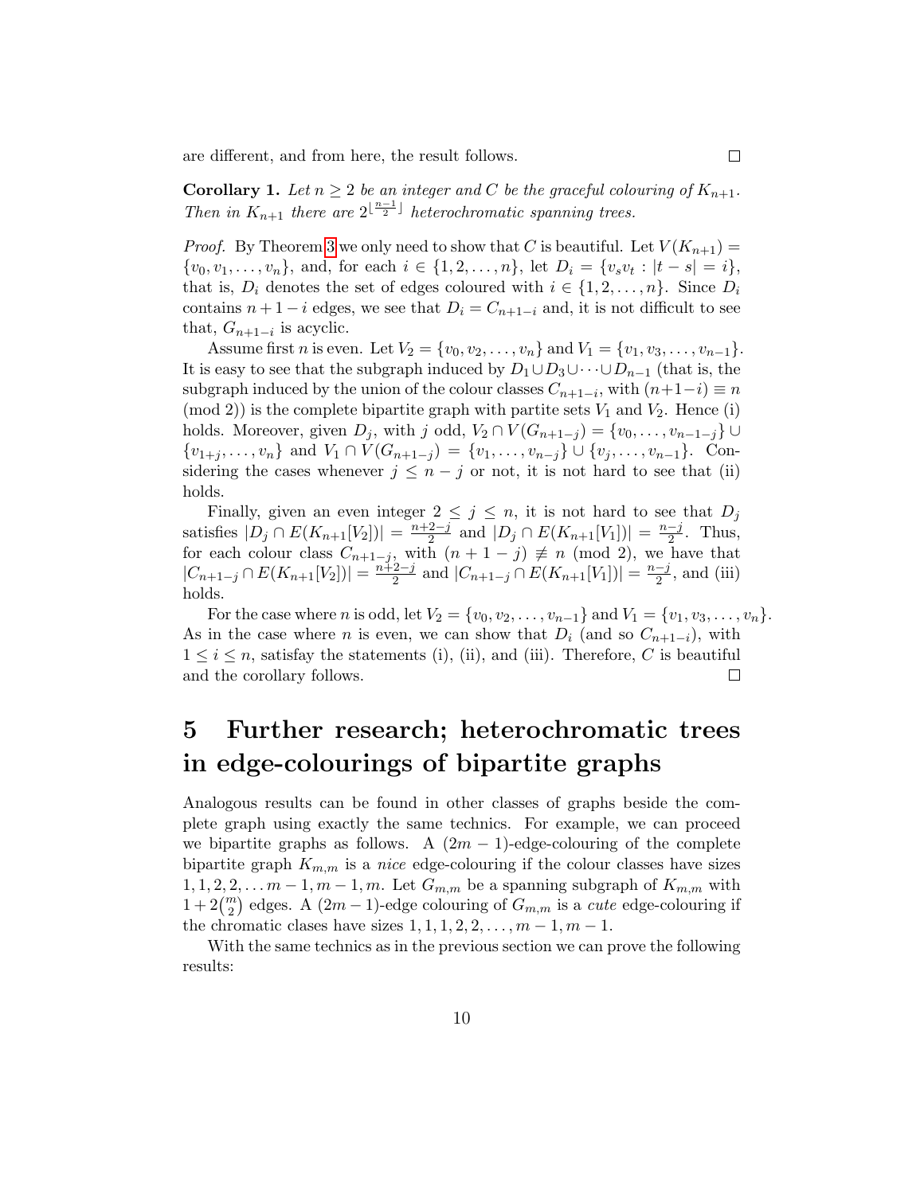are different, and from here, the result follows. ◻

**Corollary 1.** *Let $n \geq 2$ be an integer and $C$ be the graceful colouring of $K_{n+1}$. Then in $K_{n+1}$ there are $2^{\lfloor \frac{n-1}{2} \rfloor}$ heterochromatic spanning trees.*

*Proof.* By Theorem 3 we only need to show that $C$ is beautiful. Let $V(K_{n+1}) = \{v_0, v_1, \ldots, v_n\}$, and, for each $i \in \{1, 2, \ldots, n\}$, let $D_i = \{v_s v_t : |t - s| = i\}$, that is, $D_i$ denotes the set of edges coloured with $i \in \{1, 2, \ldots, n\}$. Since $D_i$ contains $n + 1 - i$ edges, we see that $D_i = C_{n+1-i}$ and, it is not difficult to see that, $G_{n+1-i}$ is acyclic.

Assume first $n$ is even. Let $V_2 = \{v_0, v_2, \ldots, v_n\}$ and $V_1 = \{v_1, v_3, \ldots, v_{n-1}\}$. It is easy to see that the subgraph induced by $D_1 \cup D_3 \cup \cdots \cup D_{n-1}$ (that is, the subgraph induced by the union of the colour classes $C_{n+1-i}$, with $(n+1-i) \equiv n \pmod 2$) is the complete bipartite graph with partite sets $V_1$ and $V_2$. Hence (i) holds. Moreover, given $D_j$, with $j$ odd, $V_2 \cap V(G_{n+1-j}) = \{v_0, \ldots, v_{n-1-j}\} \cup \{v_{1+j}, \ldots, v_n\}$ and $V_1 \cap V(G_{n+1-j}) = \{v_1, \ldots, v_{n-j}\} \cup \{v_j, \ldots, v_{n-1}\}$. Considering the cases whenever $j \leq n - j$ or not, it is not hard to see that (ii) holds.

Finally, given an even integer $2 \leq j \leq n$, it is not hard to see that $D_j$ satisfies $|D_j \cap E(K_{n+1}[V_2])| = \frac{n+2-j}{2}$ and $|D_j \cap E(K_{n+1}[V_1])| = \frac{n-j}{2}$. Thus, for each colour class $C_{n+1-j}$, with $(n+1-j) \not\equiv n \pmod 2$, we have that $|C_{n+1-j} \cap E(K_{n+1}[V_2])| = \frac{n+2-j}{2}$ and $|C_{n+1-j} \cap E(K_{n+1}[V_1])| = \frac{n-j}{2}$, and (iii) holds.

For the case where $n$ is odd, let $V_2 = \{v_0, v_2, \ldots, v_{n-1}\}$ and $V_1 = \{v_1, v_3, \ldots, v_n\}$. As in the case where $n$ is even, we can show that $D_i$ (and so $C_{n+1-i}$), with $1 \leq i \leq n$, satisfay the statements (i), (ii), and (iii). Therefore, $C$ is beautiful and the corollary follows. ◻

# 5 Further research; heterochromatic trees in edge-colourings of bipartite graphs

Analogous results can be found in other classes of graphs beside the complete graph using exactly the same technics. For example, we can proceed we bipartite graphs as follows. A $(2m-1)$-edge-colouring of the complete bipartite graph $K_{m,m}$ is a *nice* edge-colouring if the colour classes have sizes $1, 1, 2, 2, \ldots m-1, m-1, m$. Let $G_{m,m}$ be a spanning subgraph of $K_{m,m}$ with $1 + 2\binom{m}{2}$ edges. A $(2m-1)$-edge colouring of $G_{m,m}$ is a *cute* edge-colouring if the chromatic clases have sizes $1, 1, 1, 2, 2, \ldots, m-1, m-1$.

With the same technics as in the previous section we can prove the following results: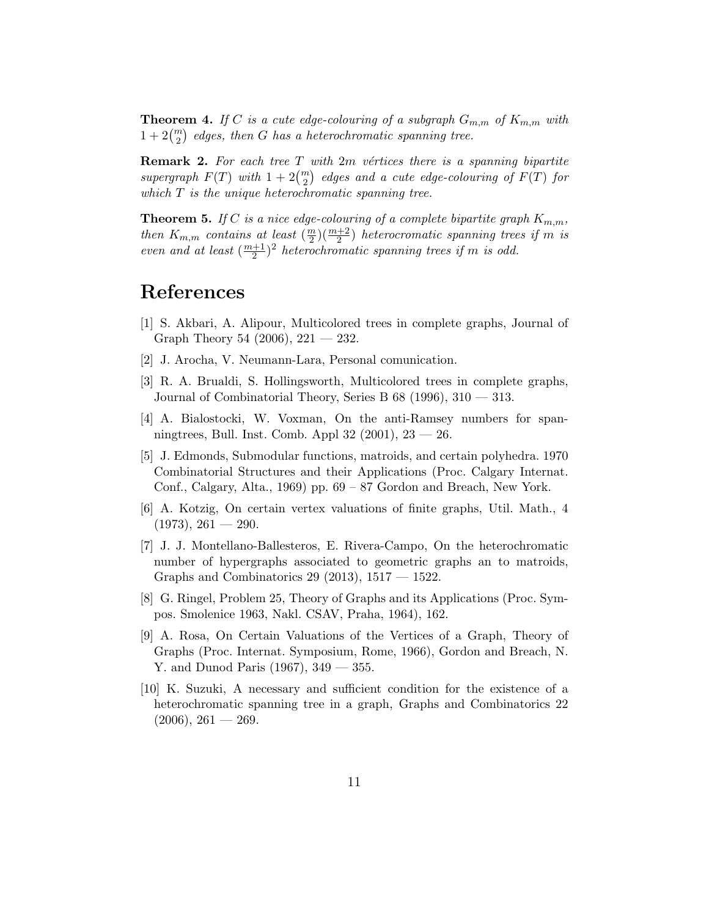**Theorem 4.** *If $C$ is a cute edge-colouring of a subgraph $G_{m,m}$ of $K_{m,m}$ with $1 + 2\binom{m}{2}$ edges, then $G$ has a heterochromatic spanning tree.*

**Remark 2.** *For each tree $T$ with $2m$ vértices there is a spanning bipartite supergraph $F(T)$ with $1 + 2\binom{m}{2}$ edges and a cute edge-colouring of $F(T)$ for which $T$ is the unique heterochromatic spanning tree.*

**Theorem 5.** *If $C$ is a nice edge-colouring of a complete bipartite graph $K_{m,m}$, then $K_{m,m}$ contains at least $(\frac{m}{2})(\frac{m+2}{2})$ heterocromatic spanning trees if $m$ is even and at least $(\frac{m+1}{2})^2$ heterochromatic spanning trees if $m$ is odd.*

# References

[1] S. Akbari, A. Alipour, Multicolored trees in complete graphs, Journal of Graph Theory 54 (2006), 221 — 232.

[2] J. Arocha, V. Neumann-Lara, Personal comunication.

[3] R. A. Brualdi, S. Hollingsworth, Multicolored trees in complete graphs, Journal of Combinatorial Theory, Series B 68 (1996), 310 — 313.

[4] A. Bialostocki, W. Voxman, On the anti-Ramsey numbers for spanningtrees, Bull. Inst. Comb. Appl 32 (2001), 23 — 26.

[5] J. Edmonds, Submodular functions, matroids, and certain polyhedra. 1970 Combinatorial Structures and their Applications (Proc. Calgary Internat. Conf., Calgary, Alta., 1969) pp. 69 – 87 Gordon and Breach, New York.

[6] A. Kotzig, On certain vertex valuations of finite graphs, Util. Math., 4 (1973), 261 — 290.

[7] J. J. Montellano-Ballesteros, E. Rivera-Campo, On the heterochromatic number of hypergraphs associated to geometric graphs an to matroids, Graphs and Combinatorics 29 (2013), 1517 — 1522.

[8] G. Ringel, Problem 25, Theory of Graphs and its Applications (Proc. Sympos. Smolenice 1963, Nakl. CSAV, Praha, 1964), 162.

[9] A. Rosa, On Certain Valuations of the Vertices of a Graph, Theory of Graphs (Proc. Internat. Symposium, Rome, 1966), Gordon and Breach, N. Y. and Dunod Paris (1967), 349 — 355.

[10] K. Suzuki, A necessary and sufficient condition for the existence of a heterochromatic spanning tree in a graph, Graphs and Combinatorics 22 (2006), 261 — 269.